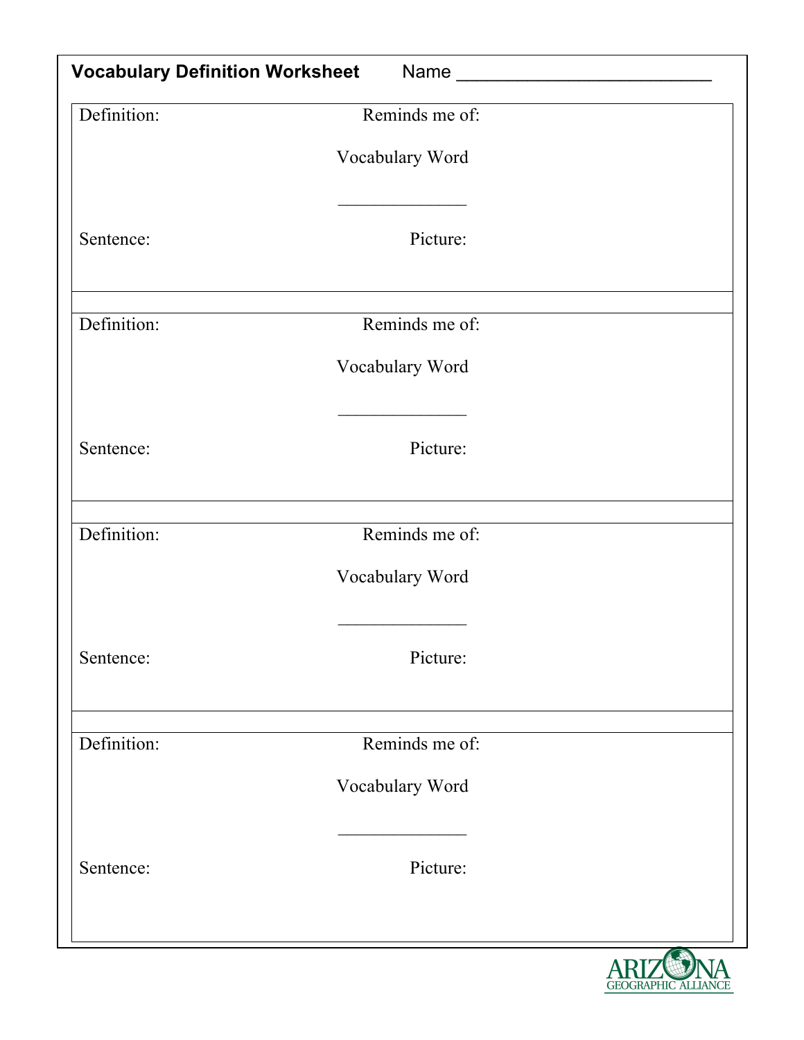**Vocabulary Definition Worksheet** Name ___________________________

Definition: Reminds me of:

Vocabulary Word

______________

Sentence: Picture:

---

Definition: Reminds me of:

Vocabulary Word

______________

Sentence: Picture:

---

Definition: Reminds me of:

Vocabulary Word

______________

Sentence: Picture:

---

Definition: Reminds me of:

Vocabulary Word

______________

Sentence: Picture:

ARIZONA GEOGRAPHIC ALLIANCE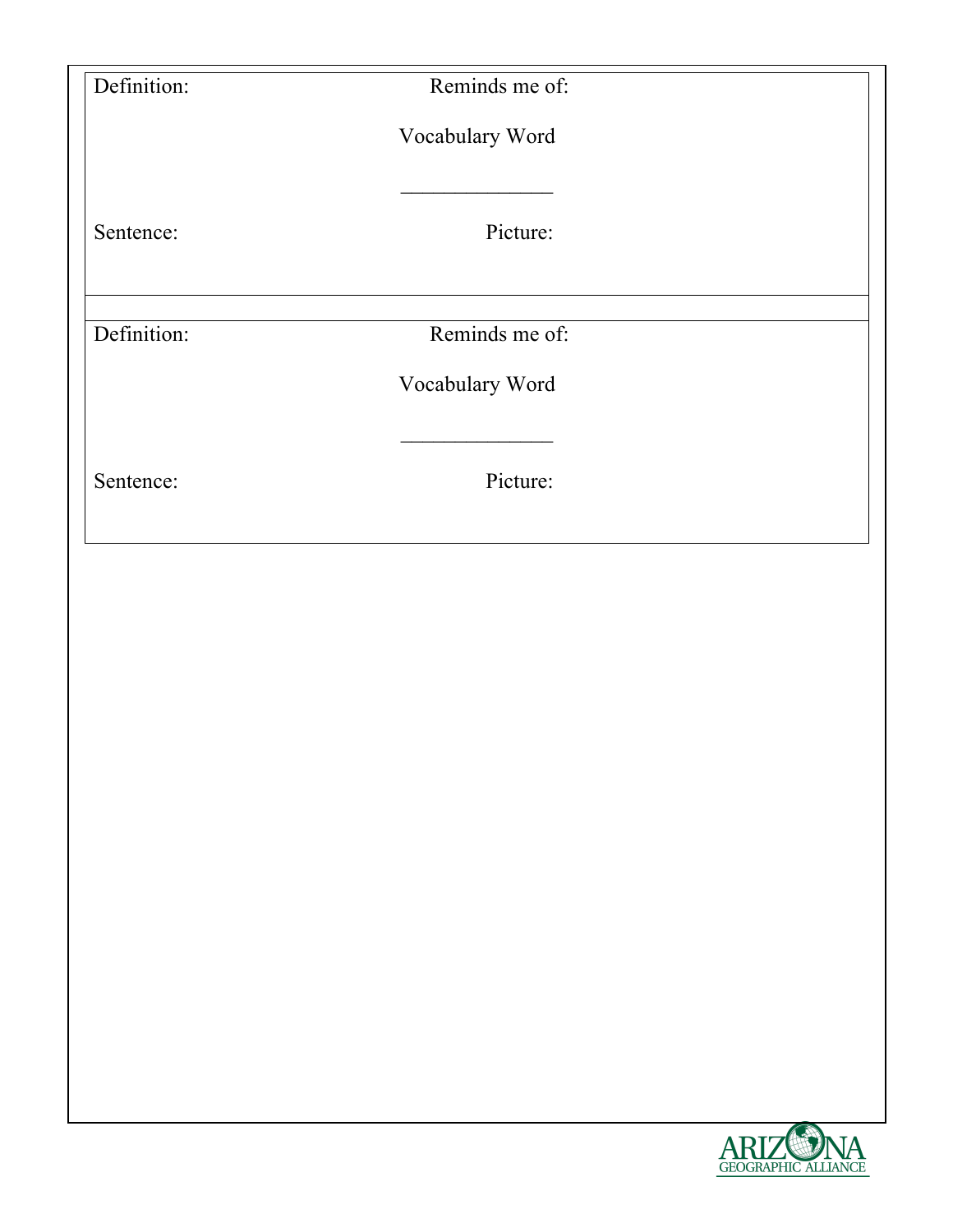| Definition: | Reminds me of: |
|---|---|
| | Vocabulary Word |
| | _______________ |
| Sentence: | Picture: |

| Definition: | Reminds me of: |
|---|---|
| | Vocabulary Word |
| | _______________ |
| Sentence: | Picture: |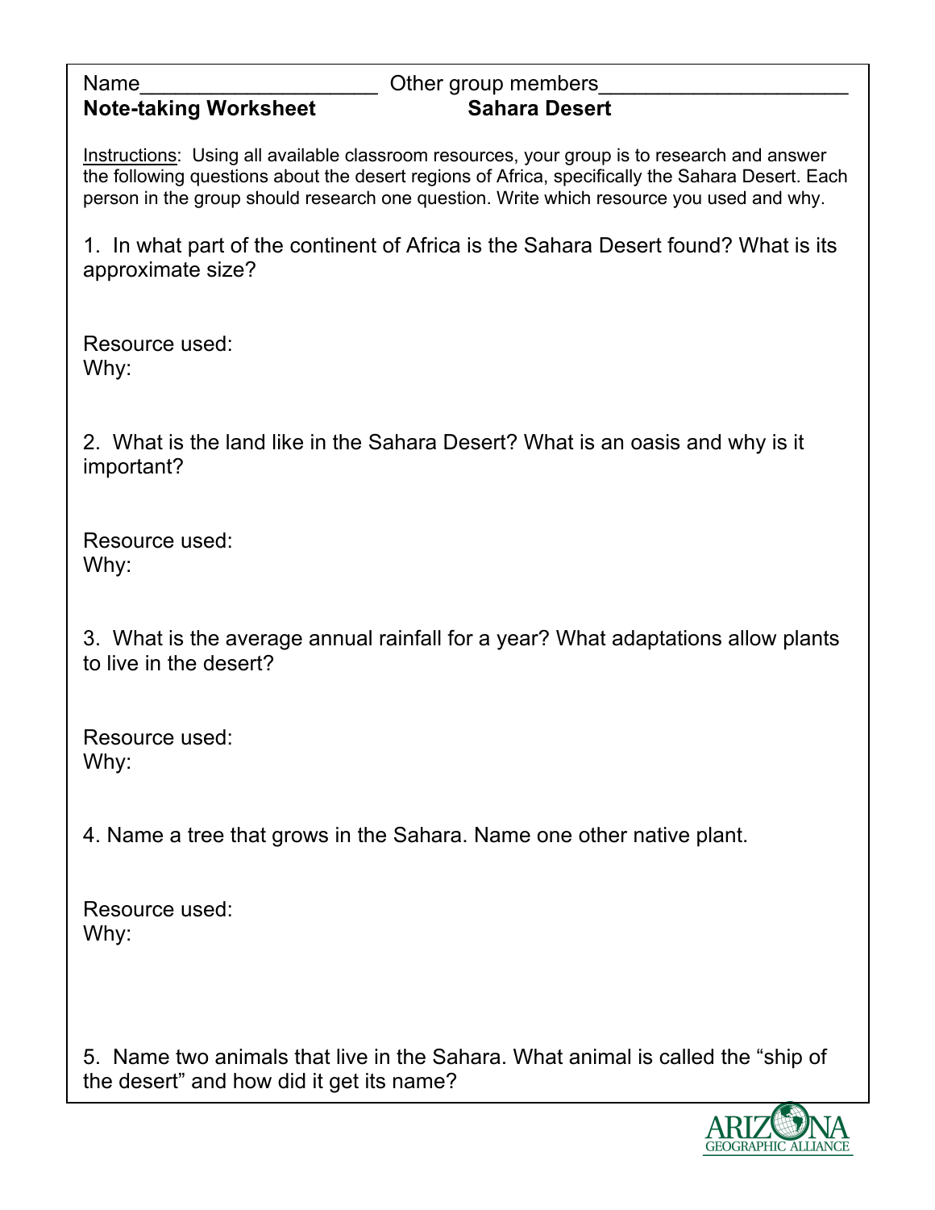Name____________________ Other group members_____________________

**Note-taking Worksheet** **Sahara Desert**

Instructions: Using all available classroom resources, your group is to research and answer the following questions about the desert regions of Africa, specifically the Sahara Desert. Each person in the group should research one question. Write which resource you used and why.

1. In what part of the continent of Africa is the Sahara Desert found? What is its approximate size?

Resource used:
Why:

2. What is the land like in the Sahara Desert? What is an oasis and why is it important?

Resource used:
Why:

3. What is the average annual rainfall for a year? What adaptations allow plants to live in the desert?

Resource used:
Why:

4. Name a tree that grows in the Sahara. Name one other native plant.

Resource used:
Why:

5. Name two animals that live in the Sahara. What animal is called the "ship of the desert" and how did it get its name?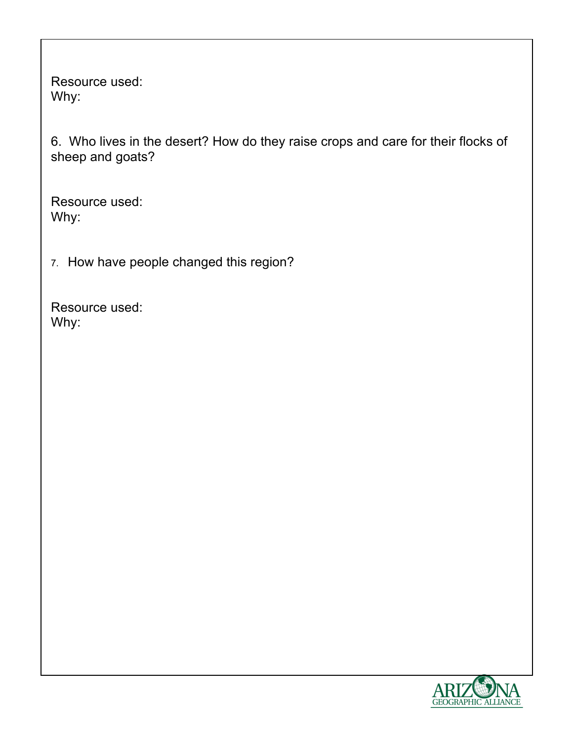Resource used:
Why:

6. Who lives in the desert? How do they raise crops and care for their flocks of sheep and goats?

Resource used:
Why:

7. How have people changed this region?

Resource used:
Why: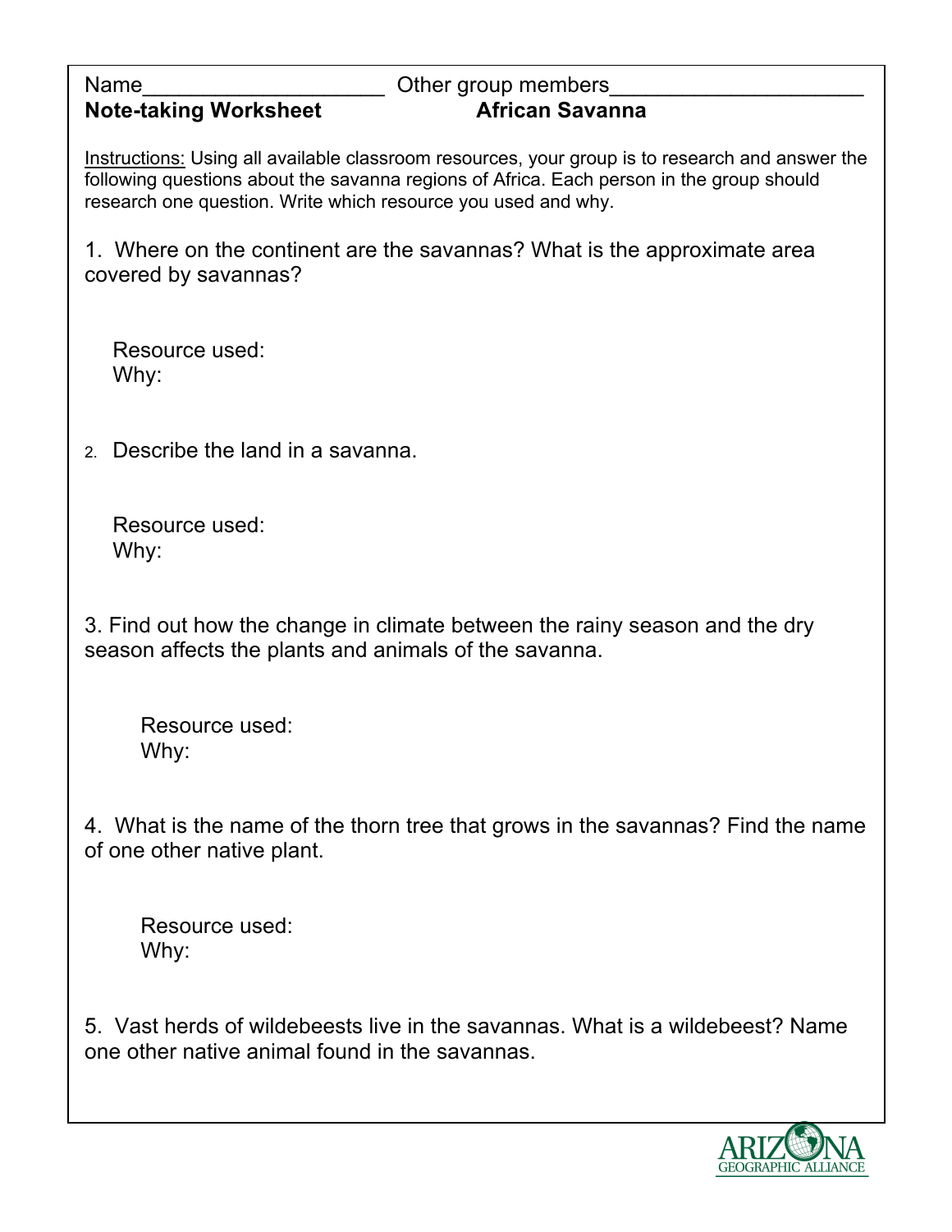Name____________________ Other group members_____________________

**Note-taking Worksheet** **African Savanna**

Instructions: Using all available classroom resources, your group is to research and answer the following questions about the savanna regions of Africa. Each person in the group should research one question. Write which resource you used and why.

1. Where on the continent are the savannas? What is the approximate area covered by savannas?

   Resource used:
   Why:

2. Describe the land in a savanna.

   Resource used:
   Why:

3. Find out how the change in climate between the rainy season and the dry season affects the plants and animals of the savanna.

   Resource used:
   Why:

4. What is the name of the thorn tree that grows in the savannas? Find the name of one other native plant.

   Resource used:
   Why:

5. Vast herds of wildebeests live in the savannas. What is a wildebeest? Name one other native animal found in the savannas.

ARIZONA GEOGRAPHIC ALLIANCE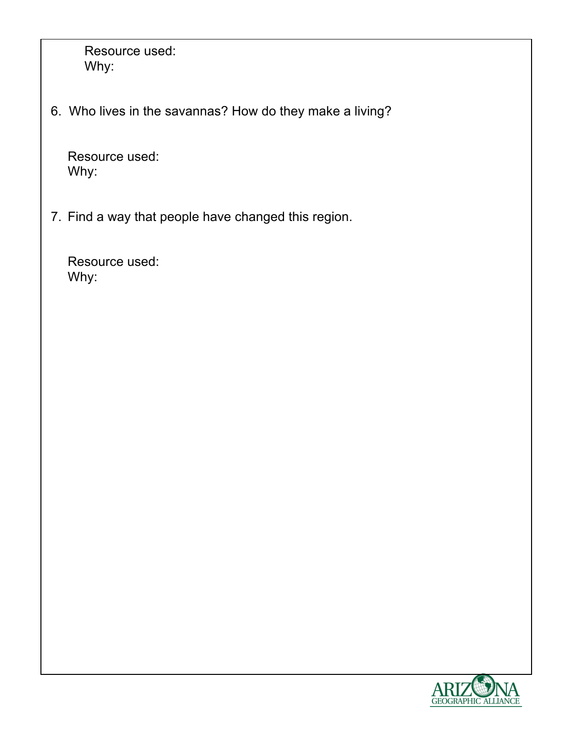Resource used:
Why:

6. Who lives in the savannas? How do they make a living?

Resource used:
Why:

7. Find a way that people have changed this region.

Resource used:
Why: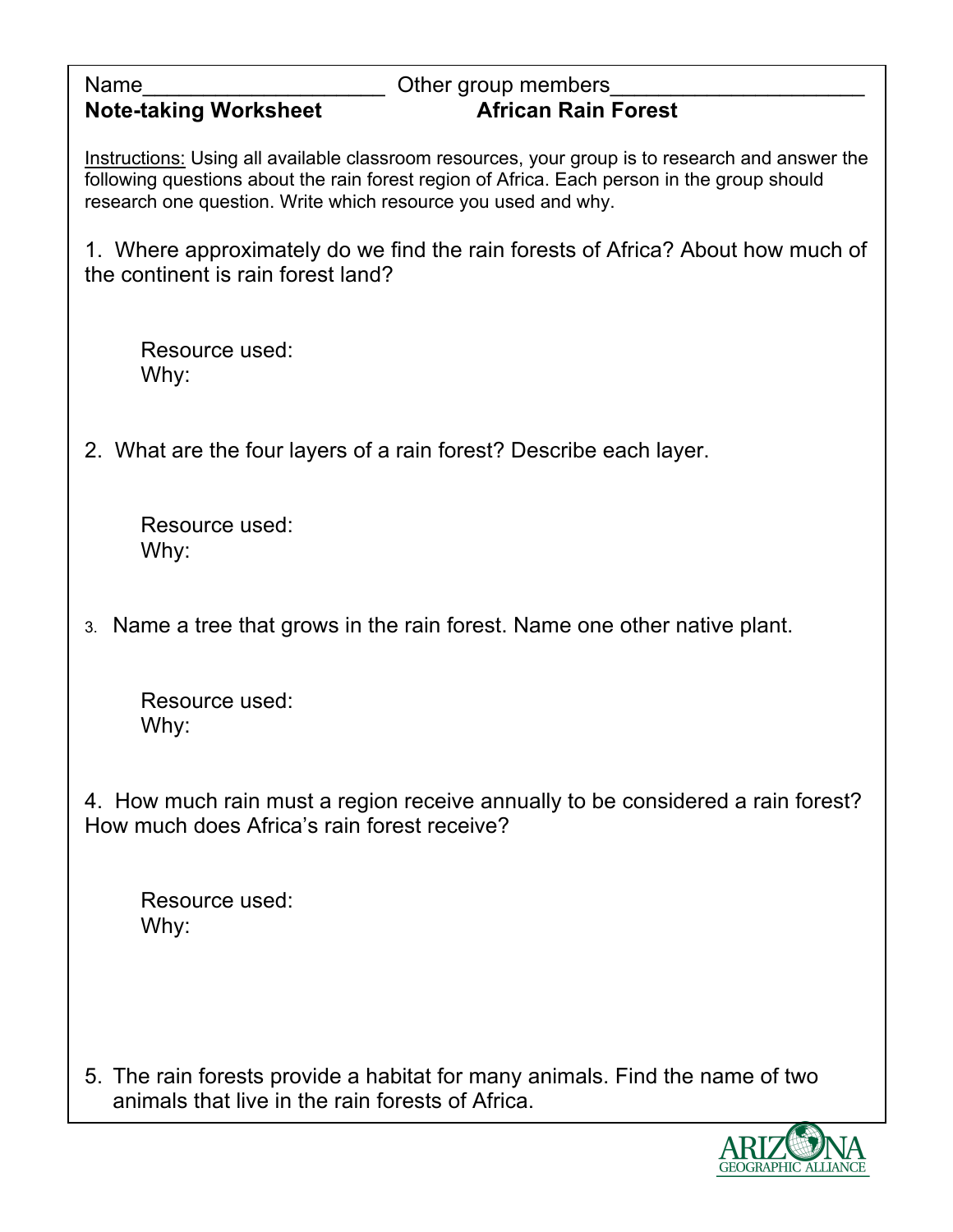Name____________________ Other group members_____________________

**Note-taking Worksheet** **African Rain Forest**

Instructions: Using all available classroom resources, your group is to research and answer the following questions about the rain forest region of Africa. Each person in the group should research one question. Write which resource you used and why.

1. Where approximately do we find the rain forests of Africa? About how much of the continent is rain forest land?

   Resource used:
   Why:

2. What are the four layers of a rain forest? Describe each layer.

   Resource used:
   Why:

3. Name a tree that grows in the rain forest. Name one other native plant.

   Resource used:
   Why:

4. How much rain must a region receive annually to be considered a rain forest? How much does Africa's rain forest receive?

   Resource used:
   Why:

5. The rain forests provide a habitat for many animals. Find the name of two animals that live in the rain forests of Africa.

ARIZONA GEOGRAPHIC ALLIANCE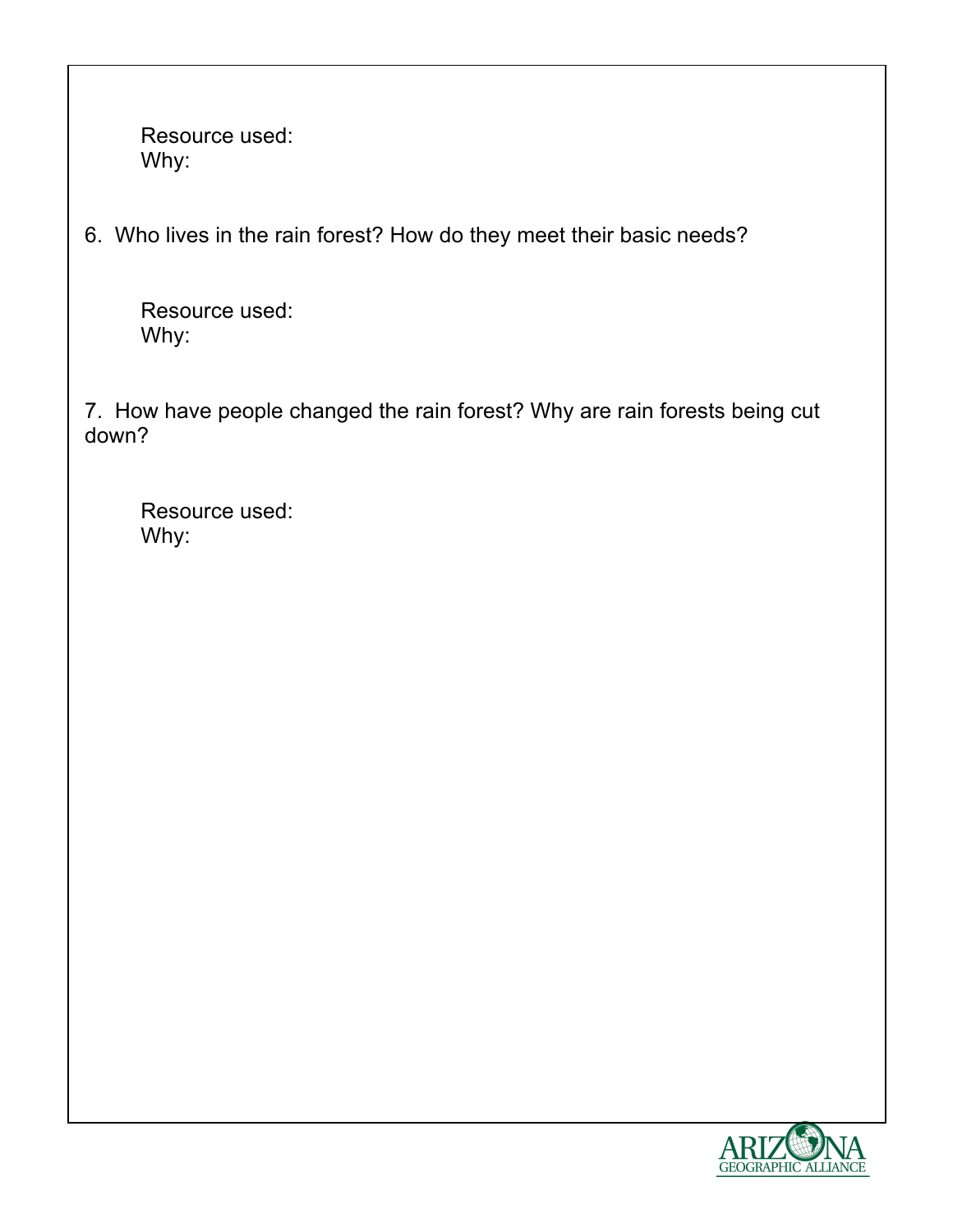Resource used:
Why:

6. Who lives in the rain forest? How do they meet their basic needs?

Resource used:
Why:

7. How have people changed the rain forest? Why are rain forests being cut down?

Resource used:
Why:

ARIZONA GEOGRAPHIC ALLIANCE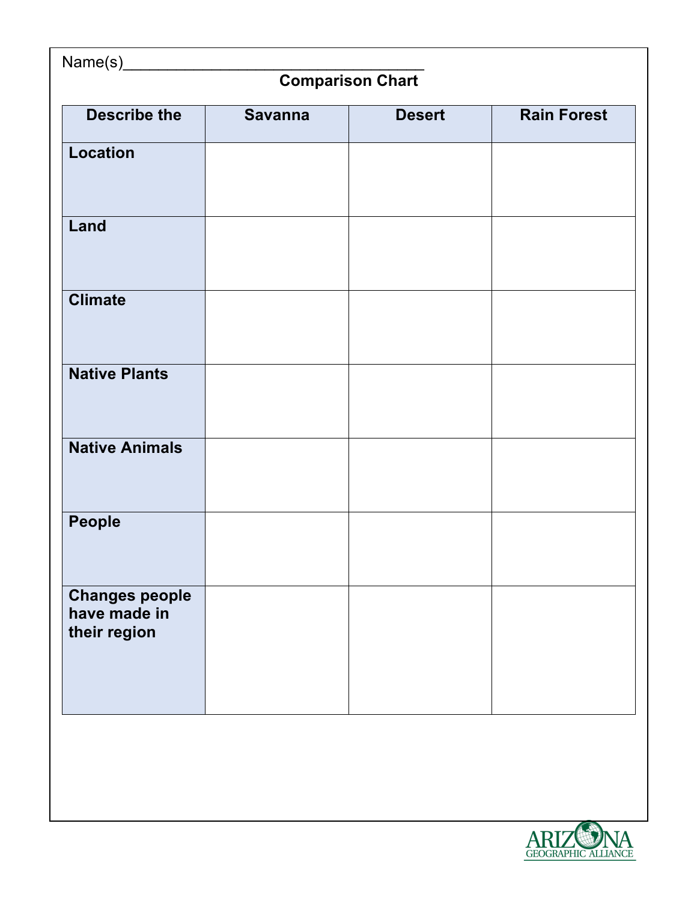Name(s)___________________________________

## Comparison Chart

| Describe the | Savanna | Desert | Rain Forest |
|---|---|---|---|
| **Location** | | | |
| **Land** | | | |
| **Climate** | | | |
| **Native Plants** | | | |
| **Native Animals** | | | |
| **People** | | | |
| **Changes people have made in their region** | | | |

ARIZONA GEOGRAPHIC ALLIANCE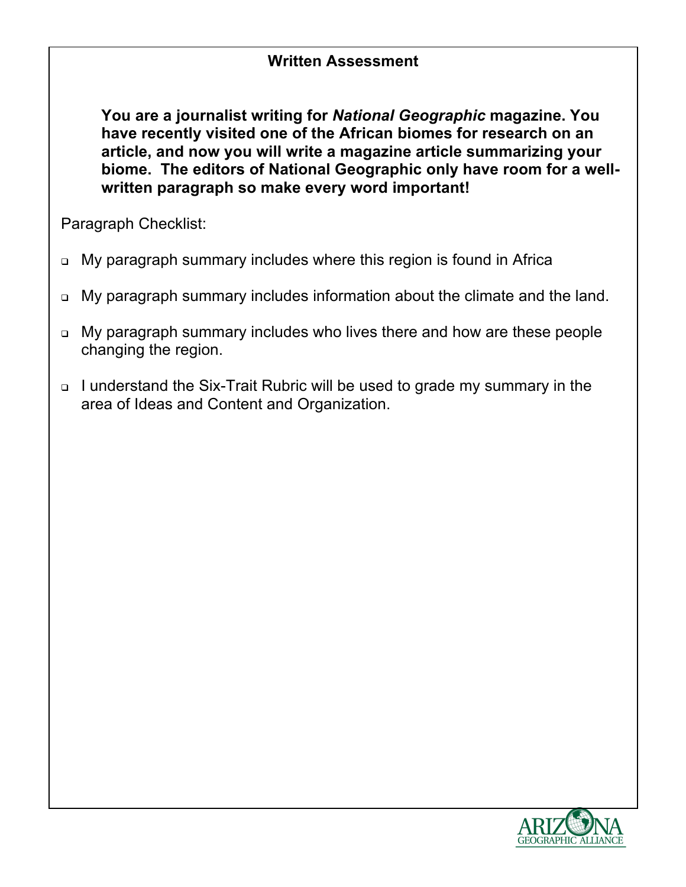## Written Assessment

**You are a journalist writing for *National Geographic* magazine. You have recently visited one of the African biomes for research on an article, and now you will write a magazine article summarizing your biome. The editors of National Geographic only have room for a well-written paragraph so make every word important!**

Paragraph Checklist:

- ❑ My paragraph summary includes where this region is found in Africa
- ❑ My paragraph summary includes information about the climate and the land.
- ❑ My paragraph summary includes who lives there and how are these people changing the region.
- ❑ I understand the Six-Trait Rubric will be used to grade my summary in the area of Ideas and Content and Organization.

ARIZONA GEOGRAPHIC ALLIANCE